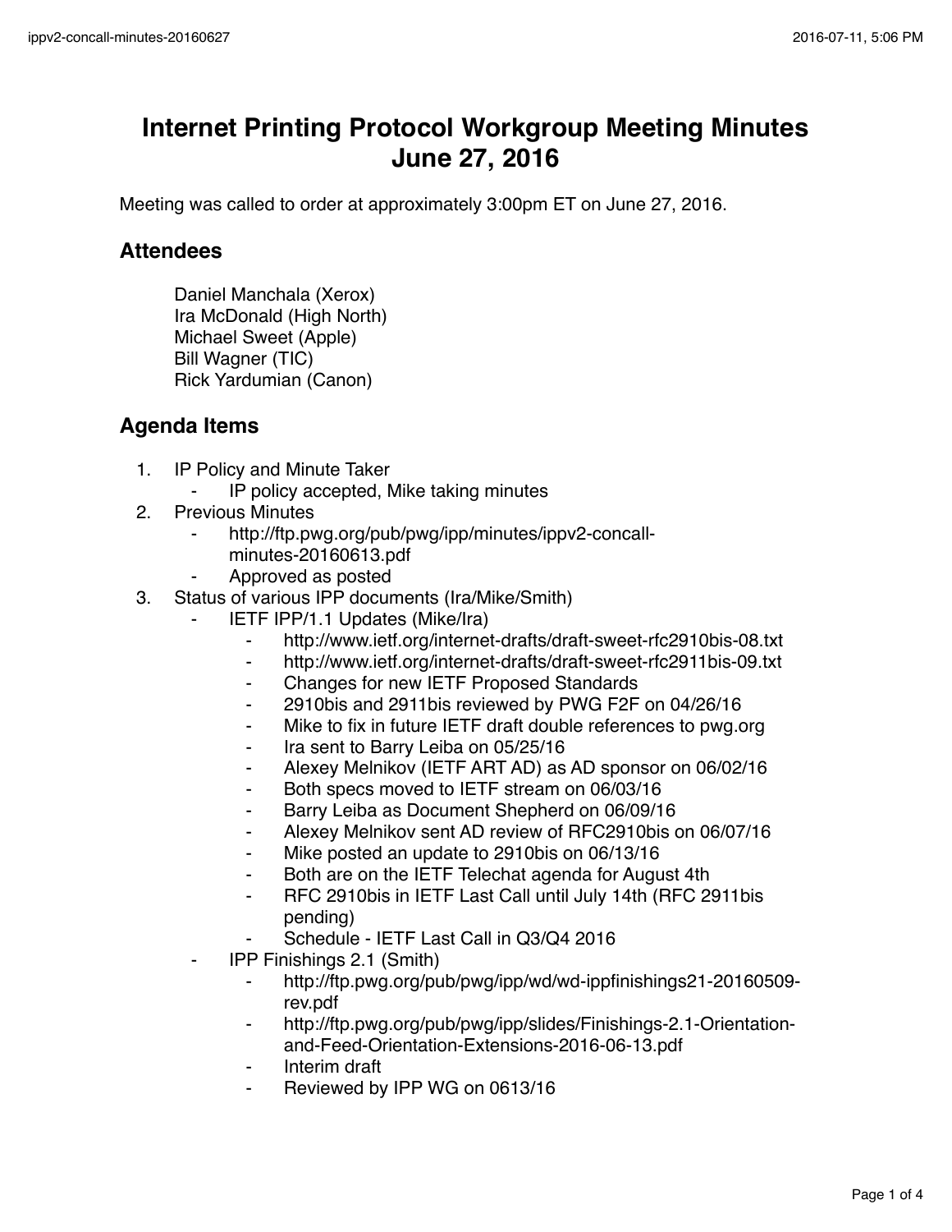# Internet Printing Protocol Workgroup Meeting Minutes June 27, 2016

Meeting was called to order at approximately 3:00pm ET on June 27, 2016.

## Attendees

Daniel Manchala (Xerox)
Ira McDonald (High North)
Michael Sweet (Apple)
Bill Wagner (TIC)
Rick Yardumian (Canon)

## Agenda Items

1. IP Policy and Minute Taker
    - IP policy accepted, Mike taking minutes
2. Previous Minutes
    - http://ftp.pwg.org/pub/pwg/ipp/minutes/ippv2-concall-minutes-20160613.pdf
    - Approved as posted
3. Status of various IPP documents (Ira/Mike/Smith)
    - IETF IPP/1.1 Updates (Mike/Ira)
        - http://www.ietf.org/internet-drafts/draft-sweet-rfc2910bis-08.txt
        - http://www.ietf.org/internet-drafts/draft-sweet-rfc2911bis-09.txt
        - Changes for new IETF Proposed Standards
        - 2910bis and 2911bis reviewed by PWG F2F on 04/26/16
        - Mike to fix in future IETF draft double references to pwg.org
        - Ira sent to Barry Leiba on 05/25/16
        - Alexey Melnikov (IETF ART AD) as AD sponsor on 06/02/16
        - Both specs moved to IETF stream on 06/03/16
        - Barry Leiba as Document Shepherd on 06/09/16
        - Alexey Melnikov sent AD review of RFC2910bis on 06/07/16
        - Mike posted an update to 2910bis on 06/13/16
        - Both are on the IETF Telechat agenda for August 4th
        - RFC 2910bis in IETF Last Call until July 14th (RFC 2911bis pending)
        - Schedule - IETF Last Call in Q3/Q4 2016
    - IPP Finishings 2.1 (Smith)
        - http://ftp.pwg.org/pub/pwg/ipp/wd/wd-ippfinishings21-20160509-rev.pdf
        - http://ftp.pwg.org/pub/pwg/ipp/slides/Finishings-2.1-Orientation-and-Feed-Orientation-Extensions-2016-06-13.pdf
        - Interim draft
        - Reviewed by IPP WG on 0613/16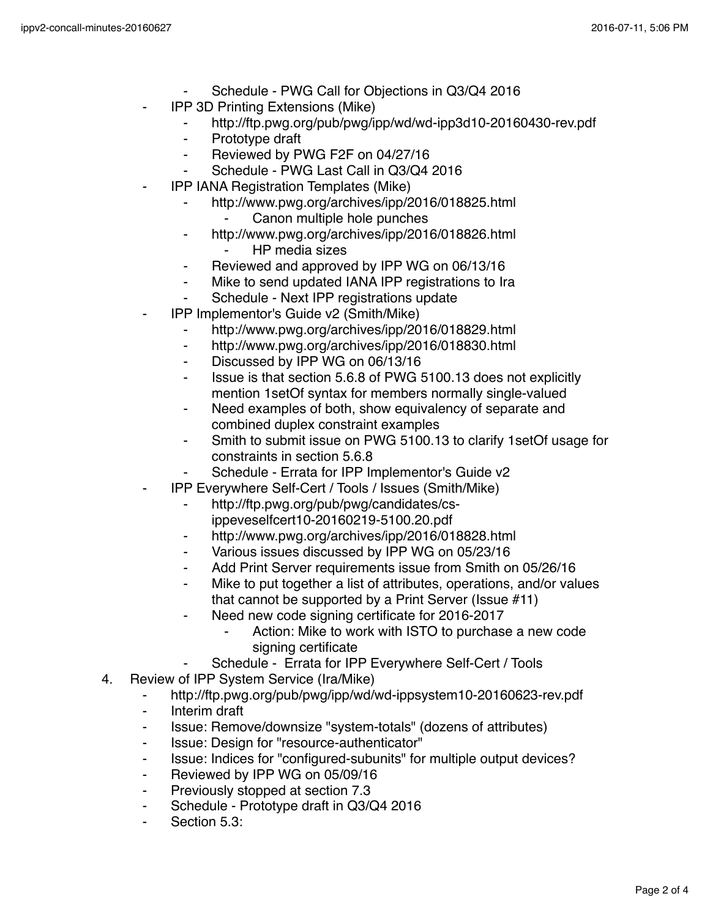- Schedule - PWG Call for Objections in Q3/Q4 2016
    - IPP 3D Printing Extensions (Mike)
        - http://ftp.pwg.org/pub/pwg/ipp/wd/wd-ipp3d10-20160430-rev.pdf
        - Prototype draft
        - Reviewed by PWG F2F on 04/27/16
        - Schedule - PWG Last Call in Q3/Q4 2016
    - IPP IANA Registration Templates (Mike)
        - http://www.pwg.org/archives/ipp/2016/018825.html
            - Canon multiple hole punches
        - http://www.pwg.org/archives/ipp/2016/018826.html
            - HP media sizes
        - Reviewed and approved by IPP WG on 06/13/16
        - Mike to send updated IANA IPP registrations to Ira
        - Schedule - Next IPP registrations update
    - IPP Implementor's Guide v2 (Smith/Mike)
        - http://www.pwg.org/archives/ipp/2016/018829.html
        - http://www.pwg.org/archives/ipp/2016/018830.html
        - Discussed by IPP WG on 06/13/16
        - Issue is that section 5.6.8 of PWG 5100.13 does not explicitly mention 1setOf syntax for members normally single-valued
        - Need examples of both, show equivalency of separate and combined duplex constraint examples
        - Smith to submit issue on PWG 5100.13 to clarify 1setOf usage for constraints in section 5.6.8
        - Schedule - Errata for IPP Implementor's Guide v2
    - IPP Everywhere Self-Cert / Tools / Issues (Smith/Mike)
        - http://ftp.pwg.org/pub/pwg/candidates/cs-ippeveselfcert10-20160219-5100.20.pdf
        - http://www.pwg.org/archives/ipp/2016/018828.html
        - Various issues discussed by IPP WG on 05/23/16
        - Add Print Server requirements issue from Smith on 05/26/16
        - Mike to put together a list of attributes, operations, and/or values that cannot be supported by a Print Server (Issue #11)
        - Need new code signing certificate for 2016-2017
            - Action: Mike to work with ISTO to purchase a new code signing certificate
        - Schedule - Errata for IPP Everywhere Self-Cert / Tools

4. Review of IPP System Service (Ira/Mike)
    - http://ftp.pwg.org/pub/pwg/ipp/wd/wd-ippsystem10-20160623-rev.pdf
    - Interim draft
    - Issue: Remove/downsize "system-totals" (dozens of attributes)
    - Issue: Design for "resource-authenticator"
    - Issue: Indices for "configured-subunits" for multiple output devices?
    - Reviewed by IPP WG on 05/09/16
    - Previously stopped at section 7.3
    - Schedule - Prototype draft in Q3/Q4 2016
    - Section 5.3: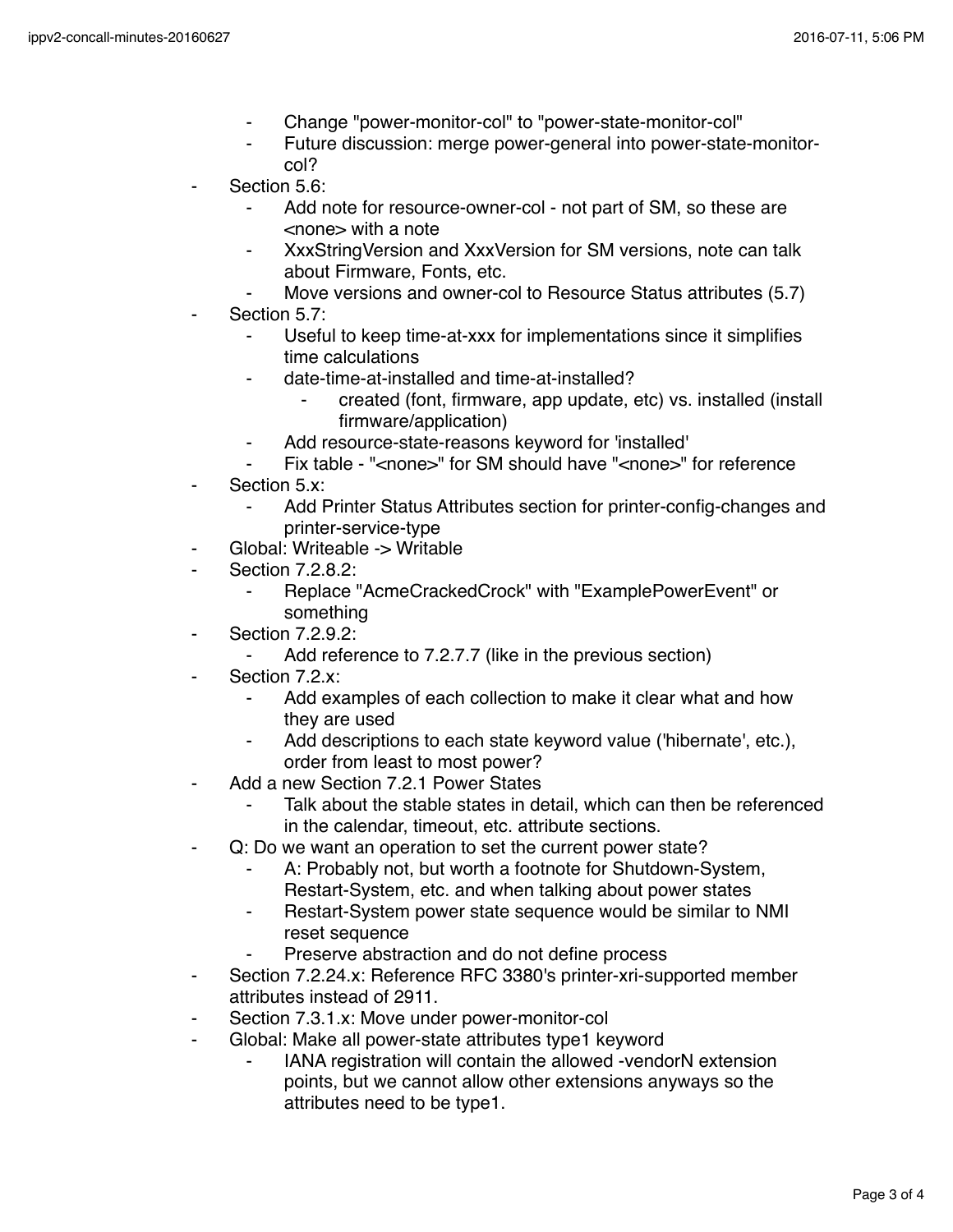- Change "power-monitor-col" to "power-state-monitor-col"
        - Future discussion: merge power-general into power-state-monitor-col?
    - Section 5.6:
        - Add note for resource-owner-col - not part of SM, so these are <none> with a note
        - XxxStringVersion and XxxVersion for SM versions, note can talk about Firmware, Fonts, etc.
        - Move versions and owner-col to Resource Status attributes (5.7)
    - Section 5.7:
        - Useful to keep time-at-xxx for implementations since it simplifies time calculations
        - date-time-at-installed and time-at-installed?
            - created (font, firmware, app update, etc) vs. installed (install firmware/application)
        - Add resource-state-reasons keyword for 'installed'
        - Fix table - "<none>" for SM should have "<none>" for reference
    - Section 5.x:
        - Add Printer Status Attributes section for printer-config-changes and printer-service-type
    - Global: Writeable -> Writable
    - Section 7.2.8.2:
        - Replace "AcmeCrackedCrock" with "ExamplePowerEvent" or something
    - Section 7.2.9.2:
        - Add reference to 7.2.7.7 (like in the previous section)
    - Section 7.2.x:
        - Add examples of each collection to make it clear what and how they are used
        - Add descriptions to each state keyword value ('hibernate', etc.), order from least to most power?
    - Add a new Section 7.2.1 Power States
        - Talk about the stable states in detail, which can then be referenced in the calendar, timeout, etc. attribute sections.
    - Q: Do we want an operation to set the current power state?
        - A: Probably not, but worth a footnote for Shutdown-System, Restart-System, etc. and when talking about power states
        - Restart-System power state sequence would be similar to NMI reset sequence
        - Preserve abstraction and do not define process
    - Section 7.2.24.x: Reference RFC 3380's printer-xri-supported member attributes instead of 2911.
    - Section 7.3.1.x: Move under power-monitor-col
    - Global: Make all power-state attributes type1 keyword
        - IANA registration will contain the allowed -vendorN extension points, but we cannot allow other extensions anyways so the attributes need to be type1.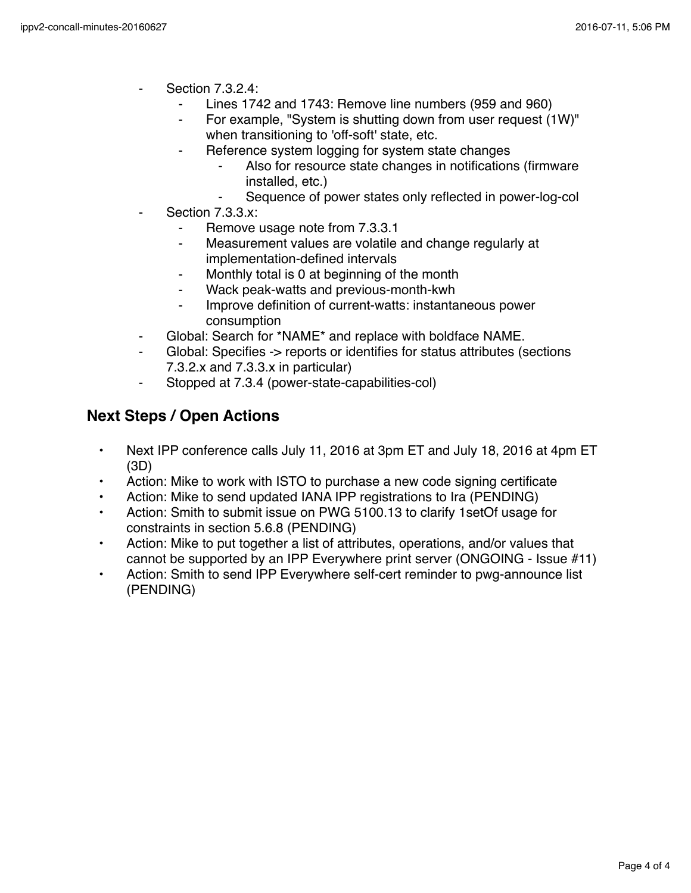- Section 7.3.2.4:
    - Lines 1742 and 1743: Remove line numbers (959 and 960)
    - For example, "System is shutting down from user request (1W)" when transitioning to 'off-soft' state, etc.
    - Reference system logging for system state changes
        - Also for resource state changes in notifications (firmware installed, etc.)
        - Sequence of power states only reflected in power-log-col
- Section 7.3.3.x:
    - Remove usage note from 7.3.3.1
    - Measurement values are volatile and change regularly at implementation-defined intervals
    - Monthly total is 0 at beginning of the month
    - Wack peak-watts and previous-month-kwh
    - Improve definition of current-watts: instantaneous power consumption
- Global: Search for *NAME* and replace with boldface NAME.
- Global: Specifies -> reports or identifies for status attributes (sections 7.3.2.x and 7.3.3.x in particular)
- Stopped at 7.3.4 (power-state-capabilities-col)

## Next Steps / Open Actions

- Next IPP conference calls July 11, 2016 at 3pm ET and July 18, 2016 at 4pm ET (3D)
- Action: Mike to work with ISTO to purchase a new code signing certificate
- Action: Mike to send updated IANA IPP registrations to Ira (PENDING)
- Action: Smith to submit issue on PWG 5100.13 to clarify 1setOf usage for constraints in section 5.6.8 (PENDING)
- Action: Mike to put together a list of attributes, operations, and/or values that cannot be supported by an IPP Everywhere print server (ONGOING - Issue #11)
- Action: Smith to send IPP Everywhere self-cert reminder to pwg-announce list (PENDING)